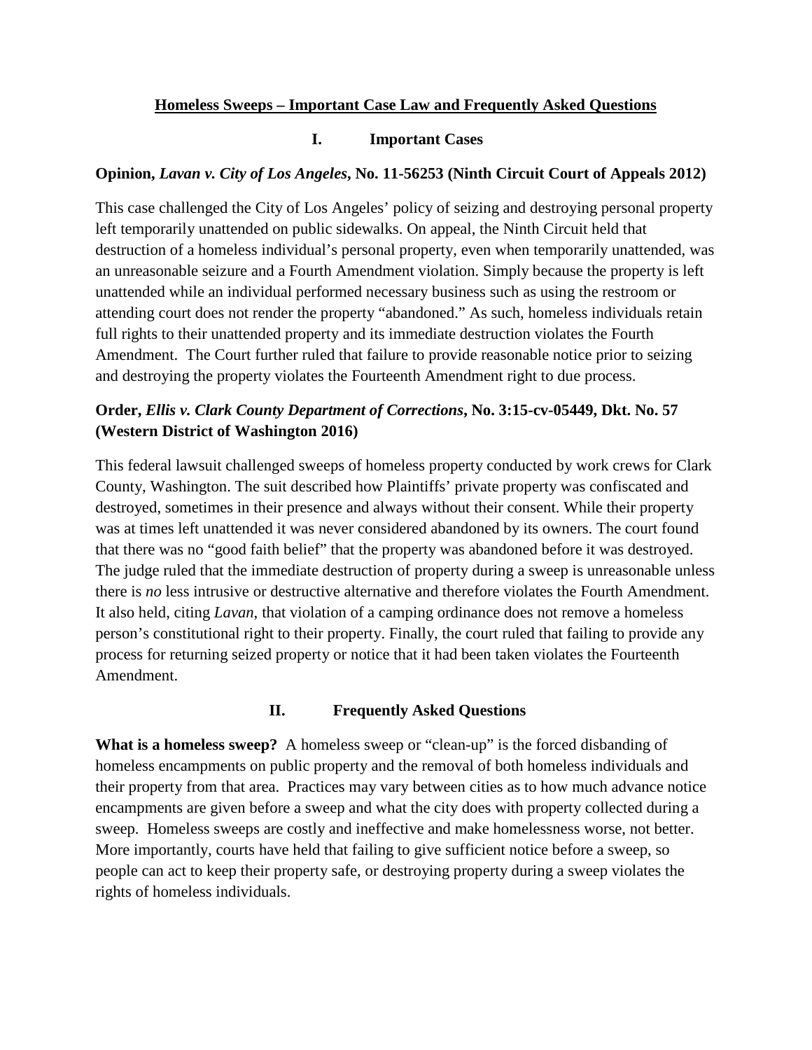# Homeless Sweeps – Important Case Law and Frequently Asked Questions

## I. Important Cases

### Opinion, *Lavan v. City of Los Angeles*, No. 11-56253 (Ninth Circuit Court of Appeals 2012)

This case challenged the City of Los Angeles' policy of seizing and destroying personal property left temporarily unattended on public sidewalks. On appeal, the Ninth Circuit held that destruction of a homeless individual's personal property, even when temporarily unattended, was an unreasonable seizure and a Fourth Amendment violation. Simply because the property is left unattended while an individual performed necessary business such as using the restroom or attending court does not render the property "abandoned." As such, homeless individuals retain full rights to their unattended property and its immediate destruction violates the Fourth Amendment. The Court further ruled that failure to provide reasonable notice prior to seizing and destroying the property violates the Fourteenth Amendment right to due process.

### Order, *Ellis v. Clark County Department of Corrections*, No. 3:15-cv-05449, Dkt. No. 57 (Western District of Washington 2016)

This federal lawsuit challenged sweeps of homeless property conducted by work crews for Clark County, Washington. The suit described how Plaintiffs' private property was confiscated and destroyed, sometimes in their presence and always without their consent. While their property was at times left unattended it was never considered abandoned by its owners. The court found that there was no "good faith belief" that the property was abandoned before it was destroyed. The judge ruled that the immediate destruction of property during a sweep is unreasonable unless there is *no* less intrusive or destructive alternative and therefore violates the Fourth Amendment. It also held, citing *Lavan*, that violation of a camping ordinance does not remove a homeless person's constitutional right to their property. Finally, the court ruled that failing to provide any process for returning seized property or notice that it had been taken violates the Fourteenth Amendment.

## II. Frequently Asked Questions

**What is a homeless sweep?** A homeless sweep or "clean-up" is the forced disbanding of homeless encampments on public property and the removal of both homeless individuals and their property from that area. Practices may vary between cities as to how much advance notice encampments are given before a sweep and what the city does with property collected during a sweep. Homeless sweeps are costly and ineffective and make homelessness worse, not better. More importantly, courts have held that failing to give sufficient notice before a sweep, so people can act to keep their property safe, or destroying property during a sweep violates the rights of homeless individuals.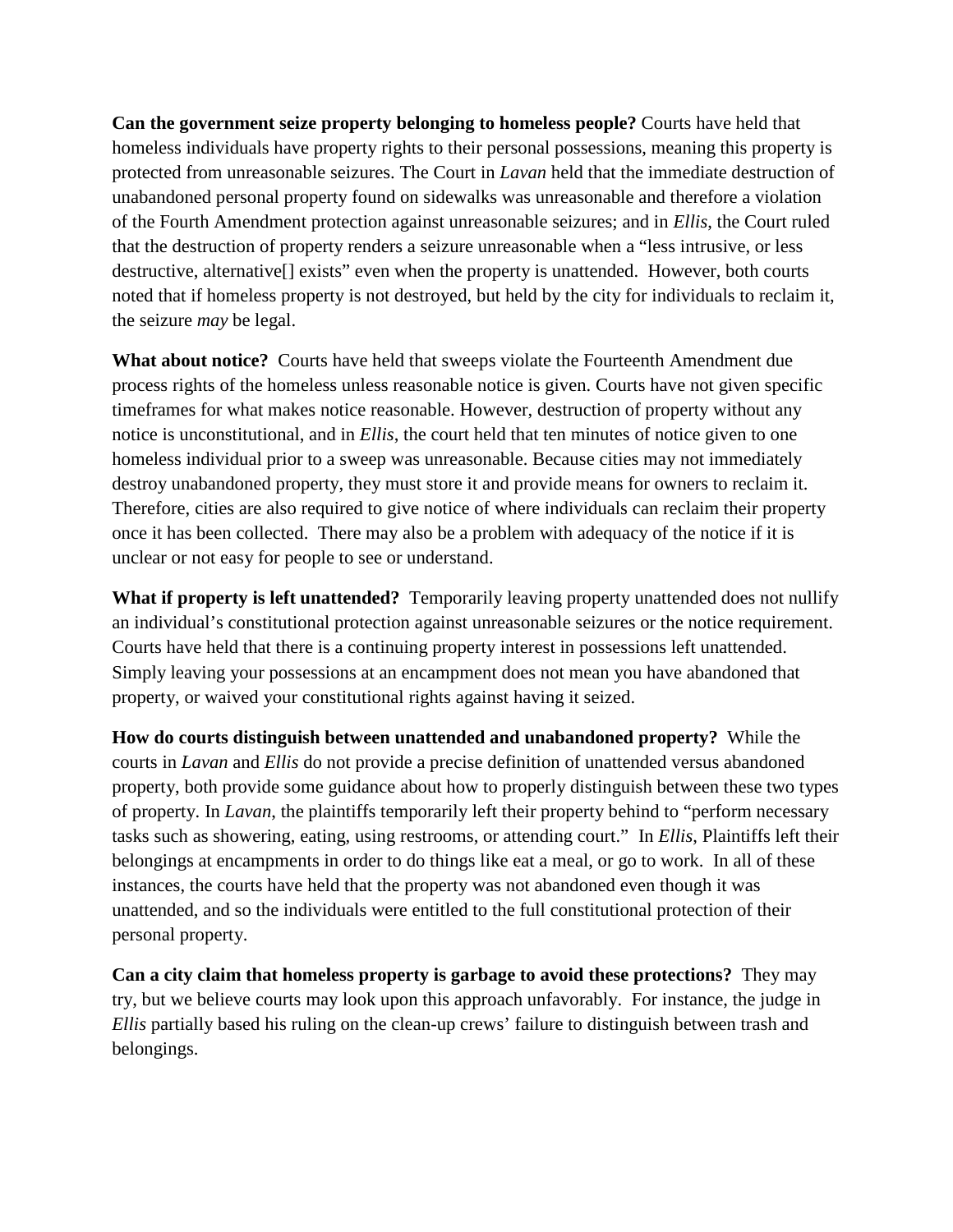**Can the government seize property belonging to homeless people?** Courts have held that homeless individuals have property rights to their personal possessions, meaning this property is protected from unreasonable seizures. The Court in *Lavan* held that the immediate destruction of unabandoned personal property found on sidewalks was unreasonable and therefore a violation of the Fourth Amendment protection against unreasonable seizures; and in *Ellis*, the Court ruled that the destruction of property renders a seizure unreasonable when a "less intrusive, or less destructive, alternative[] exists" even when the property is unattended. However, both courts noted that if homeless property is not destroyed, but held by the city for individuals to reclaim it, the seizure *may* be legal.

**What about notice?** Courts have held that sweeps violate the Fourteenth Amendment due process rights of the homeless unless reasonable notice is given. Courts have not given specific timeframes for what makes notice reasonable. However, destruction of property without any notice is unconstitutional, and in *Ellis*, the court held that ten minutes of notice given to one homeless individual prior to a sweep was unreasonable. Because cities may not immediately destroy unabandoned property, they must store it and provide means for owners to reclaim it. Therefore, cities are also required to give notice of where individuals can reclaim their property once it has been collected. There may also be a problem with adequacy of the notice if it is unclear or not easy for people to see or understand.

**What if property is left unattended?** Temporarily leaving property unattended does not nullify an individual's constitutional protection against unreasonable seizures or the notice requirement. Courts have held that there is a continuing property interest in possessions left unattended. Simply leaving your possessions at an encampment does not mean you have abandoned that property, or waived your constitutional rights against having it seized.

**How do courts distinguish between unattended and unabandoned property?** While the courts in *Lavan* and *Ellis* do not provide a precise definition of unattended versus abandoned property, both provide some guidance about how to properly distinguish between these two types of property. In *Lavan*, the plaintiffs temporarily left their property behind to "perform necessary tasks such as showering, eating, using restrooms, or attending court." In *Ellis*, Plaintiffs left their belongings at encampments in order to do things like eat a meal, or go to work. In all of these instances, the courts have held that the property was not abandoned even though it was unattended, and so the individuals were entitled to the full constitutional protection of their personal property.

**Can a city claim that homeless property is garbage to avoid these protections?** They may try, but we believe courts may look upon this approach unfavorably. For instance, the judge in *Ellis* partially based his ruling on the clean-up crews' failure to distinguish between trash and belongings.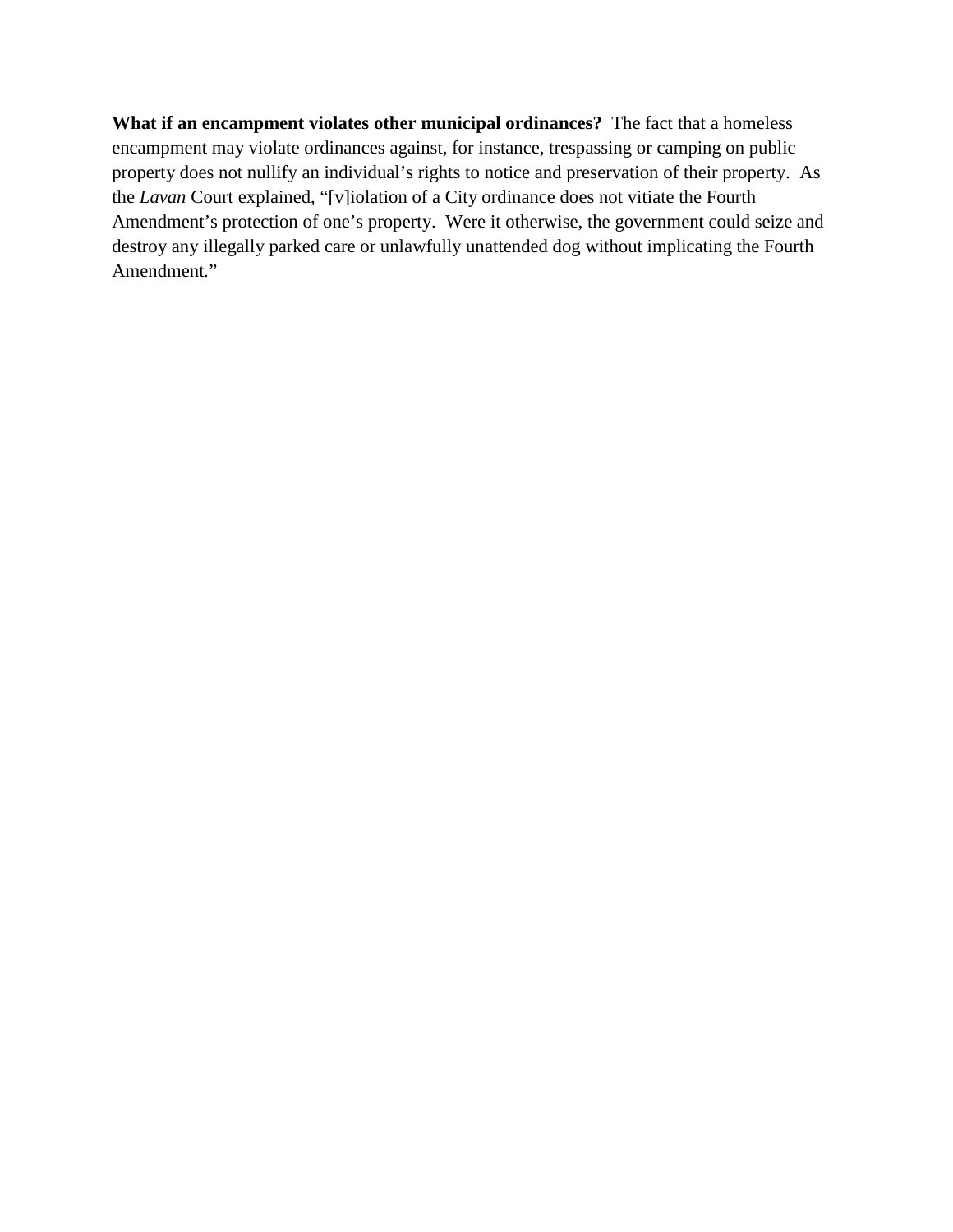**What if an encampment violates other municipal ordinances?** The fact that a homeless encampment may violate ordinances against, for instance, trespassing or camping on public property does not nullify an individual's rights to notice and preservation of their property. As the *Lavan* Court explained, "[v]iolation of a City ordinance does not vitiate the Fourth Amendment's protection of one's property. Were it otherwise, the government could seize and destroy any illegally parked care or unlawfully unattended dog without implicating the Fourth Amendment."